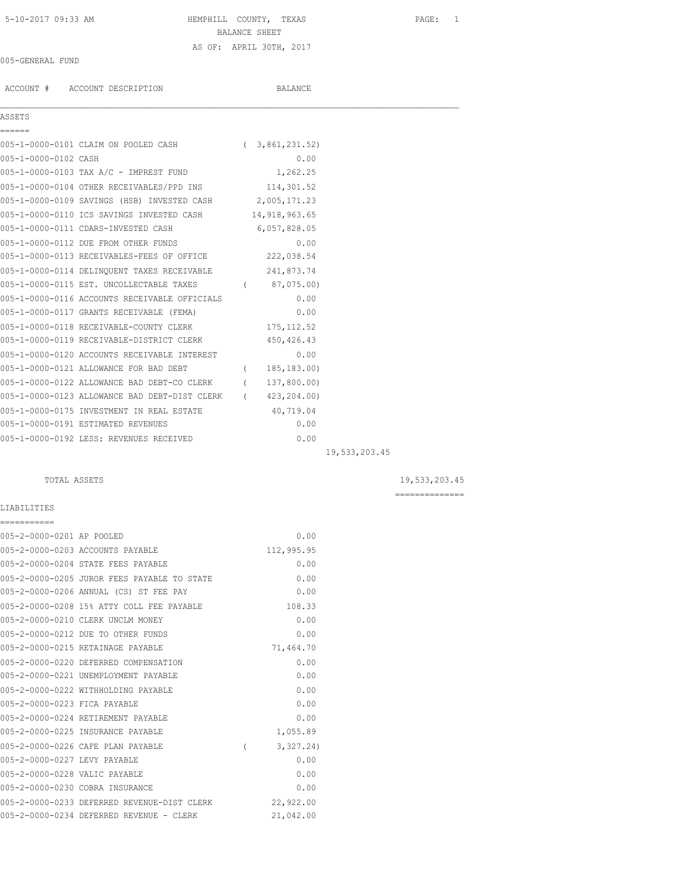HEMPHILL COUNTY, TEXAS

BALANCE SHEET

AS OF: APRIL 30TH, 2017

005-GENERAL FUND

| ACCOUNT # | ACCOUNT DESCRIPTION | BALANCE | | |
|---|---|---|---|---|
| **ASSETS** | | | | |
| 005-1-0000-0101 | CLAIM ON POOLED CASH | ( 3,861,231.52) | | |
| 005-1-0000-0102 | CASH | 0.00 | | |
| 005-1-0000-0103 | TAX A/C - IMPREST FUND | 1,262.25 | | |
| 005-1-0000-0104 | OTHER RECEIVABLES/PPD INS | 114,301.52 | | |
| 005-1-0000-0109 | SAVINGS (HSB) INVESTED CASH | 2,005,171.23 | | |
| 005-1-0000-0110 | ICS SAVINGS INVESTED CASH | 14,918,963.65 | | |
| 005-1-0000-0111 | CDARS-INVESTED CASH | 6,057,828.05 | | |
| 005-1-0000-0112 | DUE FROM OTHER FUNDS | 0.00 | | |
| 005-1-0000-0113 | RECEIVABLES-FEES OF OFFICE | 222,038.54 | | |
| 005-1-0000-0114 | DELINQUENT TAXES RECEIVABLE | 241,873.74 | | |
| 005-1-0000-0115 | EST. UNCOLLECTABLE TAXES | ( 87,075.00) | | |
| 005-1-0000-0116 | ACCOUNTS RECEIVABLE OFFICIALS | 0.00 | | |
| 005-1-0000-0117 | GRANTS RECEIVABLE (FEMA) | 0.00 | | |
| 005-1-0000-0118 | RECEIVABLE-COUNTY CLERK | 175,112.52 | | |
| 005-1-0000-0119 | RECEIVABLE-DISTRICT CLERK | 450,426.43 | | |
| 005-1-0000-0120 | ACCOUNTS RECEIVABLE INTEREST | 0.00 | | |
| 005-1-0000-0121 | ALLOWANCE FOR BAD DEBT | ( 185,183.00) | | |
| 005-1-0000-0122 | ALLOWANCE BAD DEBT-CO CLERK | ( 137,800.00) | | |
| 005-1-0000-0123 | ALLOWANCE BAD DEBT-DIST CLERK | ( 423,204.00) | | |
| 005-1-0000-0175 | INVESTMENT IN REAL ESTATE | 40,719.04 | | |
| 005-1-0000-0191 | ESTIMATED REVENUES | 0.00 | | |
| 005-1-0000-0192 | LESS: REVENUES RECEIVED | 0.00 | | |
| | | | 19,533,203.45 | |
| | TOTAL ASSETS | | | 19,533,203.45 |
| **LIABILITIES** | | | | |
| 005-2-0000-0201 | AP POOLED | 0.00 | | |
| 005-2-0000-0203 | ACCOUNTS PAYABLE | 112,995.95 | | |
| 005-2-0000-0204 | STATE FEES PAYABLE | 0.00 | | |
| 005-2-0000-0205 | JUROR FEES PAYABLE TO STATE | 0.00 | | |
| 005-2-0000-0206 | ANNUAL (CS) ST FEE PAY | 0.00 | | |
| 005-2-0000-0208 | 15% ATTY COLL FEE PAYABLE | 108.33 | | |
| 005-2-0000-0210 | CLERK UNCLM MONEY | 0.00 | | |
| 005-2-0000-0212 | DUE TO OTHER FUNDS | 0.00 | | |
| 005-2-0000-0215 | RETAINAGE PAYABLE | 71,464.70 | | |
| 005-2-0000-0220 | DEFERRED COMPENSATION | 0.00 | | |
| 005-2-0000-0221 | UNEMPLOYMENT PAYABLE | 0.00 | | |
| 005-2-0000-0222 | WITHHOLDING PAYABLE | 0.00 | | |
| 005-2-0000-0223 | FICA PAYABLE | 0.00 | | |
| 005-2-0000-0224 | RETIREMENT PAYABLE | 0.00 | | |
| 005-2-0000-0225 | INSURANCE PAYABLE | 1,055.89 | | |
| 005-2-0000-0226 | CAFE PLAN PAYABLE | ( 3,327.24) | | |
| 005-2-0000-0227 | LEVY PAYABLE | 0.00 | | |
| 005-2-0000-0228 | VALIC PAYABLE | 0.00 | | |
| 005-2-0000-0230 | COBRA INSURANCE | 0.00 | | |
| 005-2-0000-0233 | DEFERRED REVENUE-DIST CLERK | 22,922.00 | | |
| 005-2-0000-0234 | DEFERRED REVENUE - CLERK | 21,042.00 | | |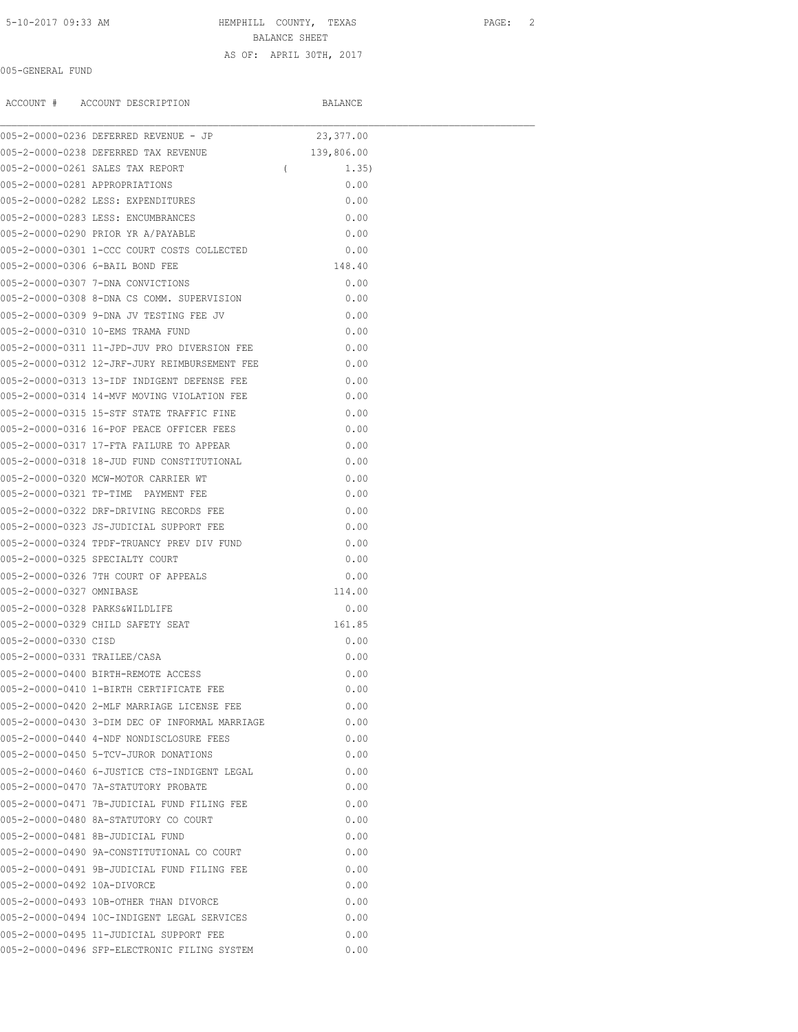5-10-2017 09:33 AM HEMPHILL COUNTY, TEXAS

BALANCE SHEET

AS OF: APRIL 30TH, 2017

005-GENERAL FUND

| ACCOUNT # | ACCOUNT DESCRIPTION | BALANCE |
|---|---|---|
| 005-2-0000-0236 | DEFERRED REVENUE - JP | 23,377.00 |
| 005-2-0000-0238 | DEFERRED TAX REVENUE | 139,806.00 |
| 005-2-0000-0261 | SALES TAX REPORT | ( 1.35) |
| 005-2-0000-0281 | APPROPRIATIONS | 0.00 |
| 005-2-0000-0282 | LESS: EXPENDITURES | 0.00 |
| 005-2-0000-0283 | LESS: ENCUMBRANCES | 0.00 |
| 005-2-0000-0290 | PRIOR YR A/PAYABLE | 0.00 |
| 005-2-0000-0301 | 1-CCC COURT COSTS COLLECTED | 0.00 |
| 005-2-0000-0306 | 6-BAIL BOND FEE | 148.40 |
| 005-2-0000-0307 | 7-DNA CONVICTIONS | 0.00 |
| 005-2-0000-0308 | 8-DNA CS COMM. SUPERVISION | 0.00 |
| 005-2-0000-0309 | 9-DNA JV TESTING FEE JV | 0.00 |
| 005-2-0000-0310 | 10-EMS TRAMA FUND | 0.00 |
| 005-2-0000-0311 | 11-JPD-JUV PRO DIVERSION FEE | 0.00 |
| 005-2-0000-0312 | 12-JRF-JURY REIMBURSEMENT FEE | 0.00 |
| 005-2-0000-0313 | 13-IDF INDIGENT DEFENSE FEE | 0.00 |
| 005-2-0000-0314 | 14-MVF MOVING VIOLATION FEE | 0.00 |
| 005-2-0000-0315 | 15-STF STATE TRAFFIC FINE | 0.00 |
| 005-2-0000-0316 | 16-POF PEACE OFFICER FEES | 0.00 |
| 005-2-0000-0317 | 17-FTA FAILURE TO APPEAR | 0.00 |
| 005-2-0000-0318 | 18-JUD FUND CONSTITUTIONAL | 0.00 |
| 005-2-0000-0320 | MCW-MOTOR CARRIER WT | 0.00 |
| 005-2-0000-0321 | TP-TIME PAYMENT FEE | 0.00 |
| 005-2-0000-0322 | DRF-DRIVING RECORDS FEE | 0.00 |
| 005-2-0000-0323 | JS-JUDICIAL SUPPORT FEE | 0.00 |
| 005-2-0000-0324 | TPDF-TRUANCY PREV DIV FUND | 0.00 |
| 005-2-0000-0325 | SPECIALTY COURT | 0.00 |
| 005-2-0000-0326 | 7TH COURT OF APPEALS | 0.00 |
| 005-2-0000-0327 | OMNIBASE | 114.00 |
| 005-2-0000-0328 | PARKS&WILDLIFE | 0.00 |
| 005-2-0000-0329 | CHILD SAFETY SEAT | 161.85 |
| 005-2-0000-0330 | CISD | 0.00 |
| 005-2-0000-0331 | TRAILEE/CASA | 0.00 |
| 005-2-0000-0400 | BIRTH-REMOTE ACCESS | 0.00 |
| 005-2-0000-0410 | 1-BIRTH CERTIFICATE FEE | 0.00 |
| 005-2-0000-0420 | 2-MLF MARRIAGE LICENSE FEE | 0.00 |
| 005-2-0000-0430 | 3-DIM DEC OF INFORMAL MARRIAGE | 0.00 |
| 005-2-0000-0440 | 4-NDF NONDISCLOSURE FEES | 0.00 |
| 005-2-0000-0450 | 5-TCV-JUROR DONATIONS | 0.00 |
| 005-2-0000-0460 | 6-JUSTICE CTS-INDIGENT LEGAL | 0.00 |
| 005-2-0000-0470 | 7A-STATUTORY PROBATE | 0.00 |
| 005-2-0000-0471 | 7B-JUDICIAL FUND FILING FEE | 0.00 |
| 005-2-0000-0480 | 8A-STATUTORY CO COURT | 0.00 |
| 005-2-0000-0481 | 8B-JUDICIAL FUND | 0.00 |
| 005-2-0000-0490 | 9A-CONSTITUTIONAL CO COURT | 0.00 |
| 005-2-0000-0491 | 9B-JUDICIAL FUND FILING FEE | 0.00 |
| 005-2-0000-0492 | 10A-DIVORCE | 0.00 |
| 005-2-0000-0493 | 10B-OTHER THAN DIVORCE | 0.00 |
| 005-2-0000-0494 | 10C-INDIGENT LEGAL SERVICES | 0.00 |
| 005-2-0000-0495 | 11-JUDICIAL SUPPORT FEE | 0.00 |
| 005-2-0000-0496 | SFP-ELECTRONIC FILING SYSTEM | 0.00 |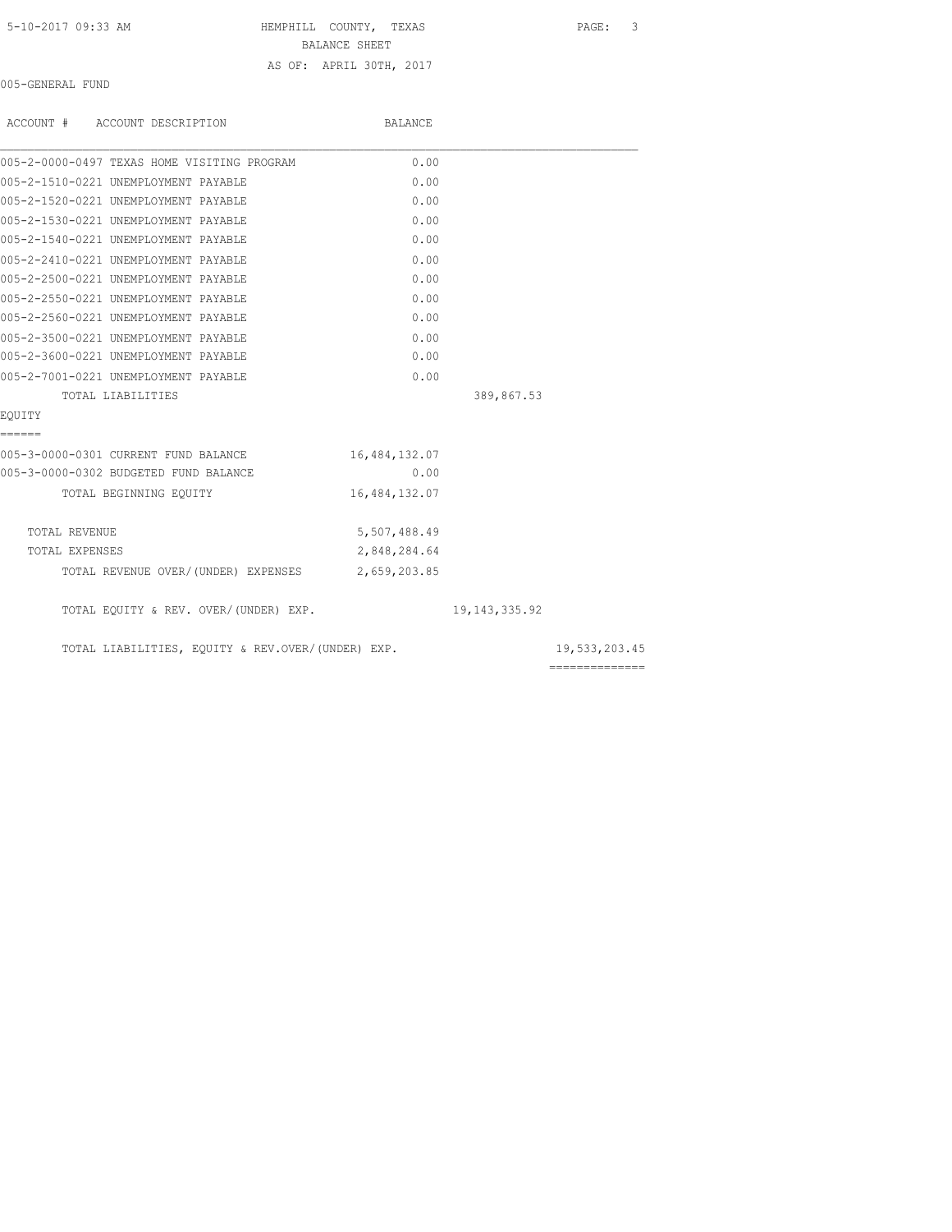HEMPHILL COUNTY, TEXAS
BALANCE SHEET
AS OF: APRIL 30TH, 2017

005-GENERAL FUND

| ACCOUNT # ACCOUNT DESCRIPTION | BALANCE | | |
|---|---|---|---|
| 005-2-0000-0497 TEXAS HOME VISITING PROGRAM | 0.00 | | |
| 005-2-1510-0221 UNEMPLOYMENT PAYABLE | 0.00 | | |
| 005-2-1520-0221 UNEMPLOYMENT PAYABLE | 0.00 | | |
| 005-2-1530-0221 UNEMPLOYMENT PAYABLE | 0.00 | | |
| 005-2-1540-0221 UNEMPLOYMENT PAYABLE | 0.00 | | |
| 005-2-2410-0221 UNEMPLOYMENT PAYABLE | 0.00 | | |
| 005-2-2500-0221 UNEMPLOYMENT PAYABLE | 0.00 | | |
| 005-2-2550-0221 UNEMPLOYMENT PAYABLE | 0.00 | | |
| 005-2-2560-0221 UNEMPLOYMENT PAYABLE | 0.00 | | |
| 005-2-3500-0221 UNEMPLOYMENT PAYABLE | 0.00 | | |
| 005-2-3600-0221 UNEMPLOYMENT PAYABLE | 0.00 | | |
| 005-2-7001-0221 UNEMPLOYMENT PAYABLE | 0.00 | | |
| TOTAL LIABILITIES | | 389,867.53 | |
| **EQUITY** | | | |
| 005-3-0000-0301 CURRENT FUND BALANCE | 16,484,132.07 | | |
| 005-3-0000-0302 BUDGETED FUND BALANCE | 0.00 | | |
| TOTAL BEGINNING EQUITY | 16,484,132.07 | | |
| TOTAL REVENUE | 5,507,488.49 | | |
| TOTAL EXPENSES | 2,848,284.64 | | |
| TOTAL REVENUE OVER/(UNDER) EXPENSES | 2,659,203.85 | | |
| TOTAL EQUITY & REV. OVER/(UNDER) EXP. | | 19,143,335.92 | |
| TOTAL LIABILITIES, EQUITY & REV.OVER/(UNDER) EXP. | | | 19,533,203.45 |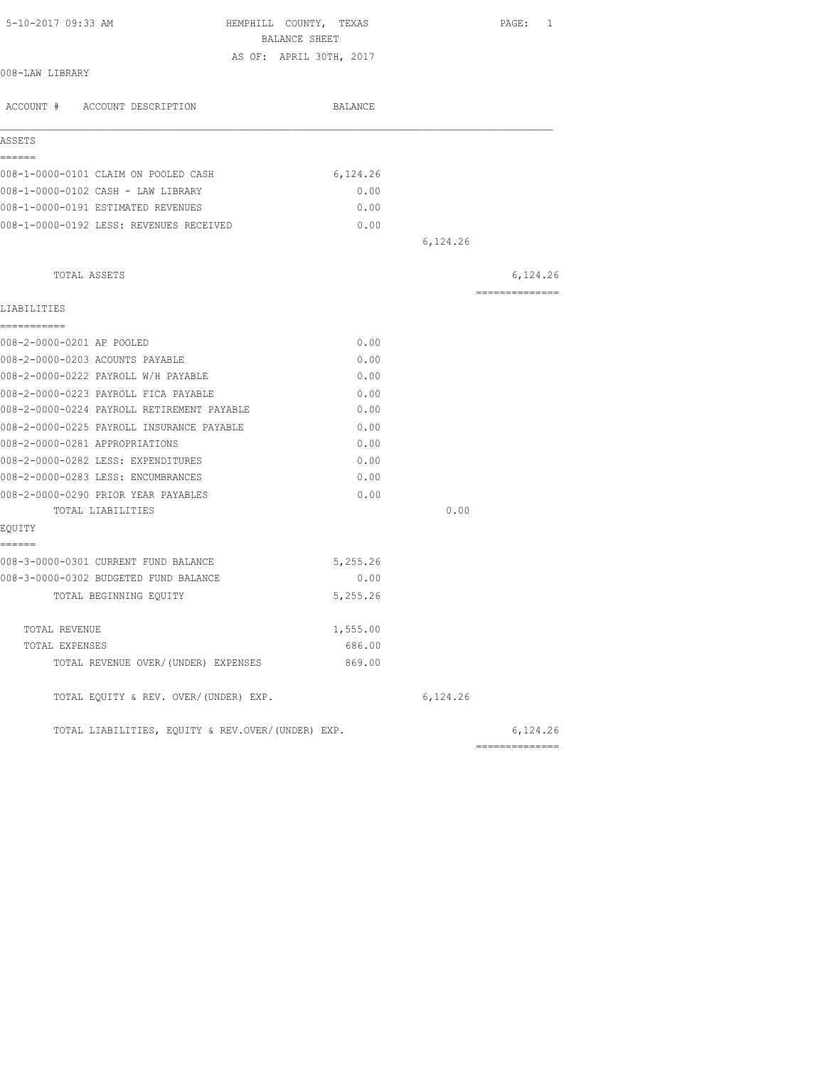5-10-2017 09:33 AM

# HEMPHILL COUNTY, TEXAS
## BALANCE SHEET
### AS OF: APRIL 30TH, 2017

008-LAW LIBRARY

| ACCOUNT # ACCOUNT DESCRIPTION | BALANCE | | |
|---|---|---|---|
| **ASSETS** | | | |
| 008-1-0000-0101 CLAIM ON POOLED CASH | 6,124.26 | | |
| 008-1-0000-0102 CASH - LAW LIBRARY | 0.00 | | |
| 008-1-0000-0191 ESTIMATED REVENUES | 0.00 | | |
| 008-1-0000-0192 LESS: REVENUES RECEIVED | 0.00 | | |
| | | 6,124.26 | |
| TOTAL ASSETS | | | 6,124.26 |
| **LIABILITIES** | | | |
| 008-2-0000-0201 AP POOLED | 0.00 | | |
| 008-2-0000-0203 ACOUNTS PAYABLE | 0.00 | | |
| 008-2-0000-0222 PAYROLL W/H PAYABLE | 0.00 | | |
| 008-2-0000-0223 PAYROLL FICA PAYABLE | 0.00 | | |
| 008-2-0000-0224 PAYROLL RETIREMENT PAYABLE | 0.00 | | |
| 008-2-0000-0225 PAYROLL INSURANCE PAYABLE | 0.00 | | |
| 008-2-0000-0281 APPROPRIATIONS | 0.00 | | |
| 008-2-0000-0282 LESS: EXPENDITURES | 0.00 | | |
| 008-2-0000-0283 LESS: ENCUMBRANCES | 0.00 | | |
| 008-2-0000-0290 PRIOR YEAR PAYABLES | 0.00 | | |
| TOTAL LIABILITIES | | 0.00 | |
| **EQUITY** | | | |
| 008-3-0000-0301 CURRENT FUND BALANCE | 5,255.26 | | |
| 008-3-0000-0302 BUDGETED FUND BALANCE | 0.00 | | |
| TOTAL BEGINNING EQUITY | 5,255.26 | | |
| TOTAL REVENUE | 1,555.00 | | |
| TOTAL EXPENSES | 686.00 | | |
| TOTAL REVENUE OVER/(UNDER) EXPENSES | 869.00 | | |
| TOTAL EQUITY & REV. OVER/(UNDER) EXP. | | 6,124.26 | |
| TOTAL LIABILITIES, EQUITY & REV.OVER/(UNDER) EXP. | | | 6,124.26 |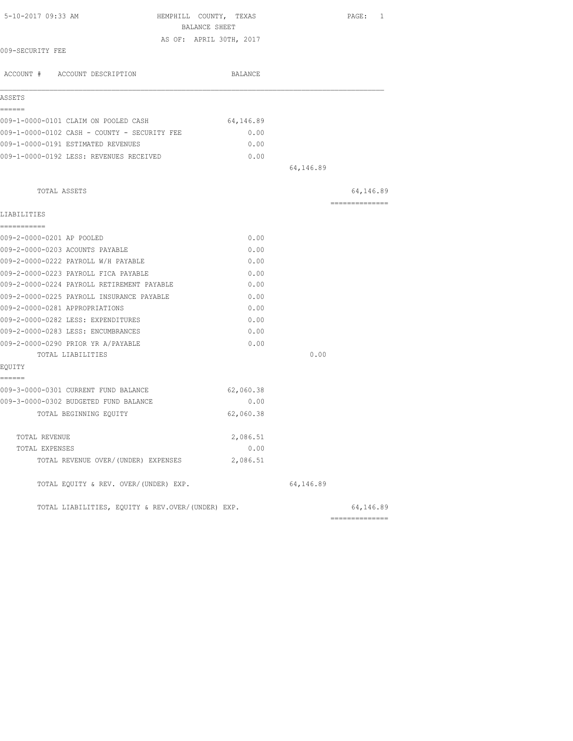5-10-2017 09:33 AM

# HEMPHILL COUNTY, TEXAS
## BALANCE SHEET
### AS OF: APRIL 30TH, 2017

009-SECURITY FEE

| ACCOUNT # ACCOUNT DESCRIPTION | BALANCE | | |
|---|---|---|---|
| **ASSETS** | | | |
| 009-1-0000-0101 CLAIM ON POOLED CASH | 64,146.89 | | |
| 009-1-0000-0102 CASH - COUNTY - SECURITY FEE | 0.00 | | |
| 009-1-0000-0191 ESTIMATED REVENUES | 0.00 | | |
| 009-1-0000-0192 LESS: REVENUES RECEIVED | 0.00 | | |
| | | 64,146.89 | |
| TOTAL ASSETS | | | 64,146.89 |
| **LIABILITIES** | | | |
| 009-2-0000-0201 AP POOLED | 0.00 | | |
| 009-2-0000-0203 ACOUNTS PAYABLE | 0.00 | | |
| 009-2-0000-0222 PAYROLL W/H PAYABLE | 0.00 | | |
| 009-2-0000-0223 PAYROLL FICA PAYABLE | 0.00 | | |
| 009-2-0000-0224 PAYROLL RETIREMENT PAYABLE | 0.00 | | |
| 009-2-0000-0225 PAYROLL INSURANCE PAYABLE | 0.00 | | |
| 009-2-0000-0281 APPROPRIATIONS | 0.00 | | |
| 009-2-0000-0282 LESS: EXPENDITURES | 0.00 | | |
| 009-2-0000-0283 LESS: ENCUMBRANCES | 0.00 | | |
| 009-2-0000-0290 PRIOR YR A/PAYABLE | 0.00 | | |
| TOTAL LIABILITIES | | 0.00 | |
| **EQUITY** | | | |
| 009-3-0000-0301 CURRENT FUND BALANCE | 62,060.38 | | |
| 009-3-0000-0302 BUDGETED FUND BALANCE | 0.00 | | |
| TOTAL BEGINNING EQUITY | 62,060.38 | | |
| TOTAL REVENUE | 2,086.51 | | |
| TOTAL EXPENSES | 0.00 | | |
| TOTAL REVENUE OVER/(UNDER) EXPENSES | 2,086.51 | | |
| TOTAL EQUITY & REV. OVER/(UNDER) EXP. | | 64,146.89 | |
| TOTAL LIABILITIES, EQUITY & REV.OVER/(UNDER) EXP. | | | 64,146.89 |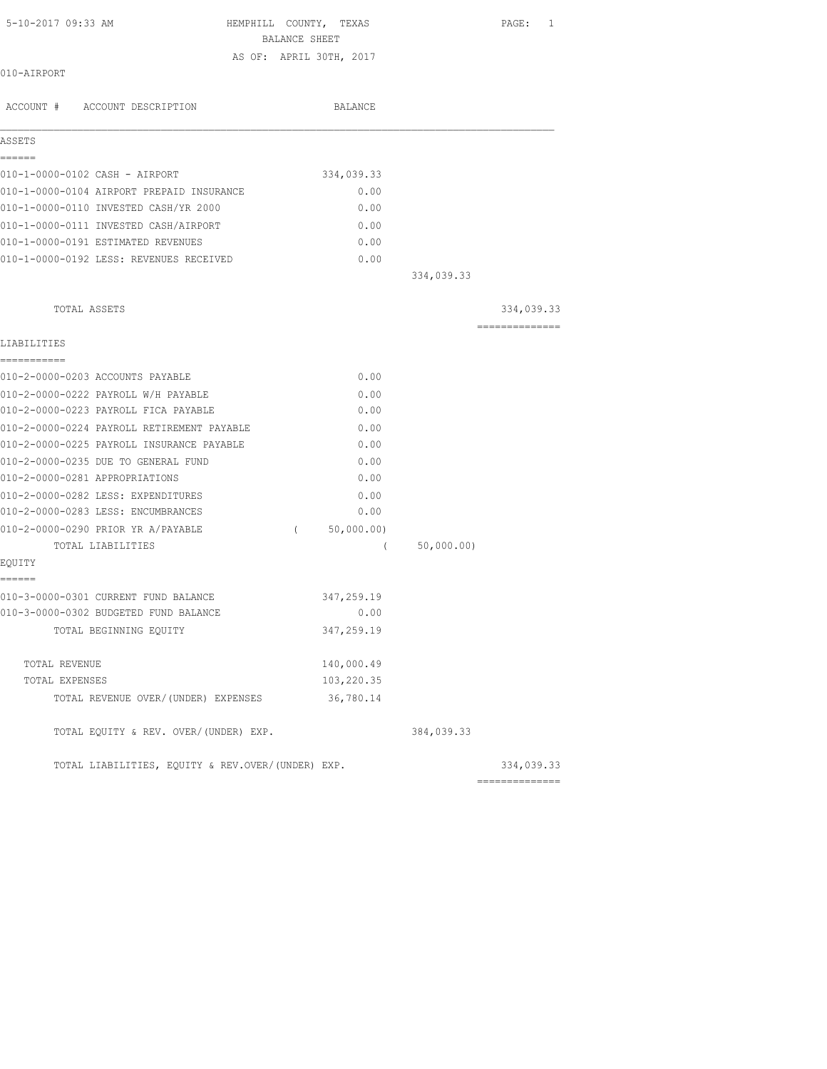5-10-2017 09:33 AM

# HEMPHILL COUNTY, TEXAS

## BALANCE SHEET

AS OF: APRIL 30TH, 2017

010-AIRPORT

| ACCOUNT # | ACCOUNT DESCRIPTION | BALANCE | | |
|---|---|---|---|---|
| **ASSETS** | | | | |
| 010-1-0000-0102 | CASH - AIRPORT | 334,039.33 | | |
| 010-1-0000-0104 | AIRPORT PREPAID INSURANCE | 0.00 | | |
| 010-1-0000-0110 | INVESTED CASH/YR 2000 | 0.00 | | |
| 010-1-0000-0111 | INVESTED CASH/AIRPORT | 0.00 | | |
| 010-1-0000-0191 | ESTIMATED REVENUES | 0.00 | | |
| 010-1-0000-0192 | LESS: REVENUES RECEIVED | 0.00 | | |
| | | | 334,039.33 | |
| | TOTAL ASSETS | | | 334,039.33 |
| **LIABILITIES** | | | | |
| 010-2-0000-0203 | ACCOUNTS PAYABLE | 0.00 | | |
| 010-2-0000-0222 | PAYROLL W/H PAYABLE | 0.00 | | |
| 010-2-0000-0223 | PAYROLL FICA PAYABLE | 0.00 | | |
| 010-2-0000-0224 | PAYROLL RETIREMENT PAYABLE | 0.00 | | |
| 010-2-0000-0225 | PAYROLL INSURANCE PAYABLE | 0.00 | | |
| 010-2-0000-0235 | DUE TO GENERAL FUND | 0.00 | | |
| 010-2-0000-0281 | APPROPRIATIONS | 0.00 | | |
| 010-2-0000-0282 | LESS: EXPENDITURES | 0.00 | | |
| 010-2-0000-0283 | LESS: ENCUMBRANCES | 0.00 | | |
| 010-2-0000-0290 | PRIOR YR A/PAYABLE | ( 50,000.00) | | |
| | TOTAL LIABILITIES | | ( 50,000.00) | |
| **EQUITY** | | | | |
| 010-3-0000-0301 | CURRENT FUND BALANCE | 347,259.19 | | |
| 010-3-0000-0302 | BUDGETED FUND BALANCE | 0.00 | | |
| | TOTAL BEGINNING EQUITY | 347,259.19 | | |
| | TOTAL REVENUE | 140,000.49 | | |
| | TOTAL EXPENSES | 103,220.35 | | |
| | TOTAL REVENUE OVER/(UNDER) EXPENSES | 36,780.14 | | |
| | TOTAL EQUITY & REV. OVER/(UNDER) EXP. | | 384,039.33 | |
| | TOTAL LIABILITIES, EQUITY & REV.OVER/(UNDER) EXP. | | | 334,039.33 |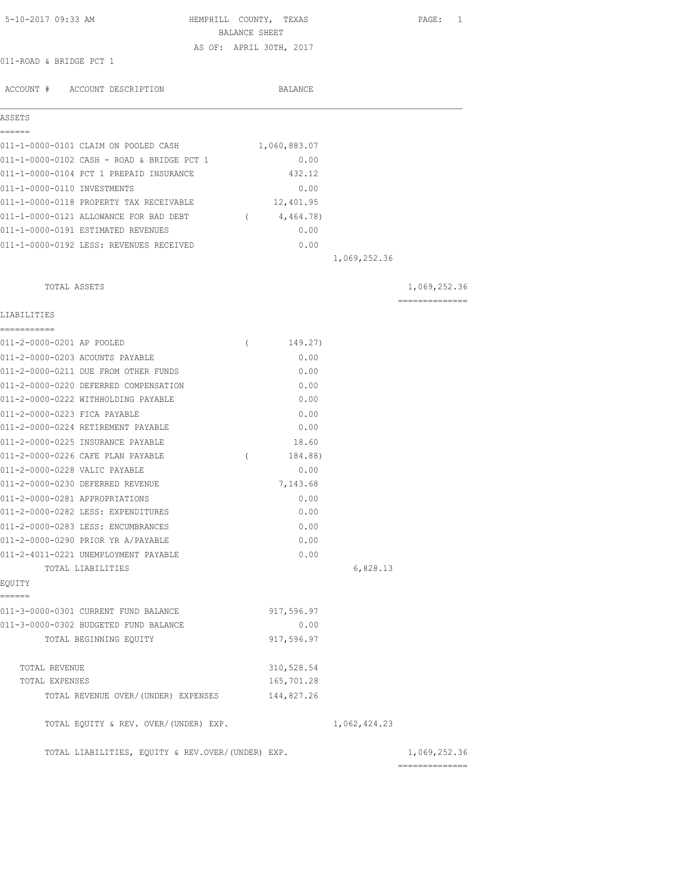5-10-2017 09:33 AM HEMPHILL COUNTY, TEXAS

BALANCE SHEET

AS OF: APRIL 30TH, 2017

011-ROAD & BRIDGE PCT 1

| ACCOUNT # ACCOUNT DESCRIPTION | BALANCE | | |
|---|---|---|---|
| **ASSETS** | | | |
| 011-1-0000-0101 CLAIM ON POOLED CASH | 1,060,883.07 | | |
| 011-1-0000-0102 CASH - ROAD & BRIDGE PCT 1 | 0.00 | | |
| 011-1-0000-0104 PCT 1 PREPAID INSURANCE | 432.12 | | |
| 011-1-0000-0110 INVESTMENTS | 0.00 | | |
| 011-1-0000-0118 PROPERTY TAX RECEIVABLE | 12,401.95 | | |
| 011-1-0000-0121 ALLOWANCE FOR BAD DEBT | ( 4,464.78) | | |
| 011-1-0000-0191 ESTIMATED REVENUES | 0.00 | | |
| 011-1-0000-0192 LESS: REVENUES RECEIVED | 0.00 | | |
| | | 1,069,252.36 | |
| TOTAL ASSETS | | | 1,069,252.36 |
| **LIABILITIES** | | | |
| 011-2-0000-0201 AP POOLED | ( 149.27) | | |
| 011-2-0000-0203 ACOUNTS PAYABLE | 0.00 | | |
| 011-2-0000-0211 DUE FROM OTHER FUNDS | 0.00 | | |
| 011-2-0000-0220 DEFERRED COMPENSATION | 0.00 | | |
| 011-2-0000-0222 WITHHOLDING PAYABLE | 0.00 | | |
| 011-2-0000-0223 FICA PAYABLE | 0.00 | | |
| 011-2-0000-0224 RETIREMENT PAYABLE | 0.00 | | |
| 011-2-0000-0225 INSURANCE PAYABLE | 18.60 | | |
| 011-2-0000-0226 CAFE PLAN PAYABLE | ( 184.88) | | |
| 011-2-0000-0228 VALIC PAYABLE | 0.00 | | |
| 011-2-0000-0230 DEFERRED REVENUE | 7,143.68 | | |
| 011-2-0000-0281 APPROPRIATIONS | 0.00 | | |
| 011-2-0000-0282 LESS: EXPENDITURES | 0.00 | | |
| 011-2-0000-0283 LESS: ENCUMBRANCES | 0.00 | | |
| 011-2-0000-0290 PRIOR YR A/PAYABLE | 0.00 | | |
| 011-2-4011-0221 UNEMPLOYMENT PAYABLE | 0.00 | | |
| TOTAL LIABILITIES | | 6,828.13 | |
| **EQUITY** | | | |
| 011-3-0000-0301 CURRENT FUND BALANCE | 917,596.97 | | |
| 011-3-0000-0302 BUDGETED FUND BALANCE | 0.00 | | |
| TOTAL BEGINNING EQUITY | 917,596.97 | | |
| TOTAL REVENUE | 310,528.54 | | |
| TOTAL EXPENSES | 165,701.28 | | |
| TOTAL REVENUE OVER/(UNDER) EXPENSES | 144,827.26 | | |
| TOTAL EQUITY & REV. OVER/(UNDER) EXP. | | 1,062,424.23 | |
| TOTAL LIABILITIES, EQUITY & REV.OVER/(UNDER) EXP. | | | 1,069,252.36 |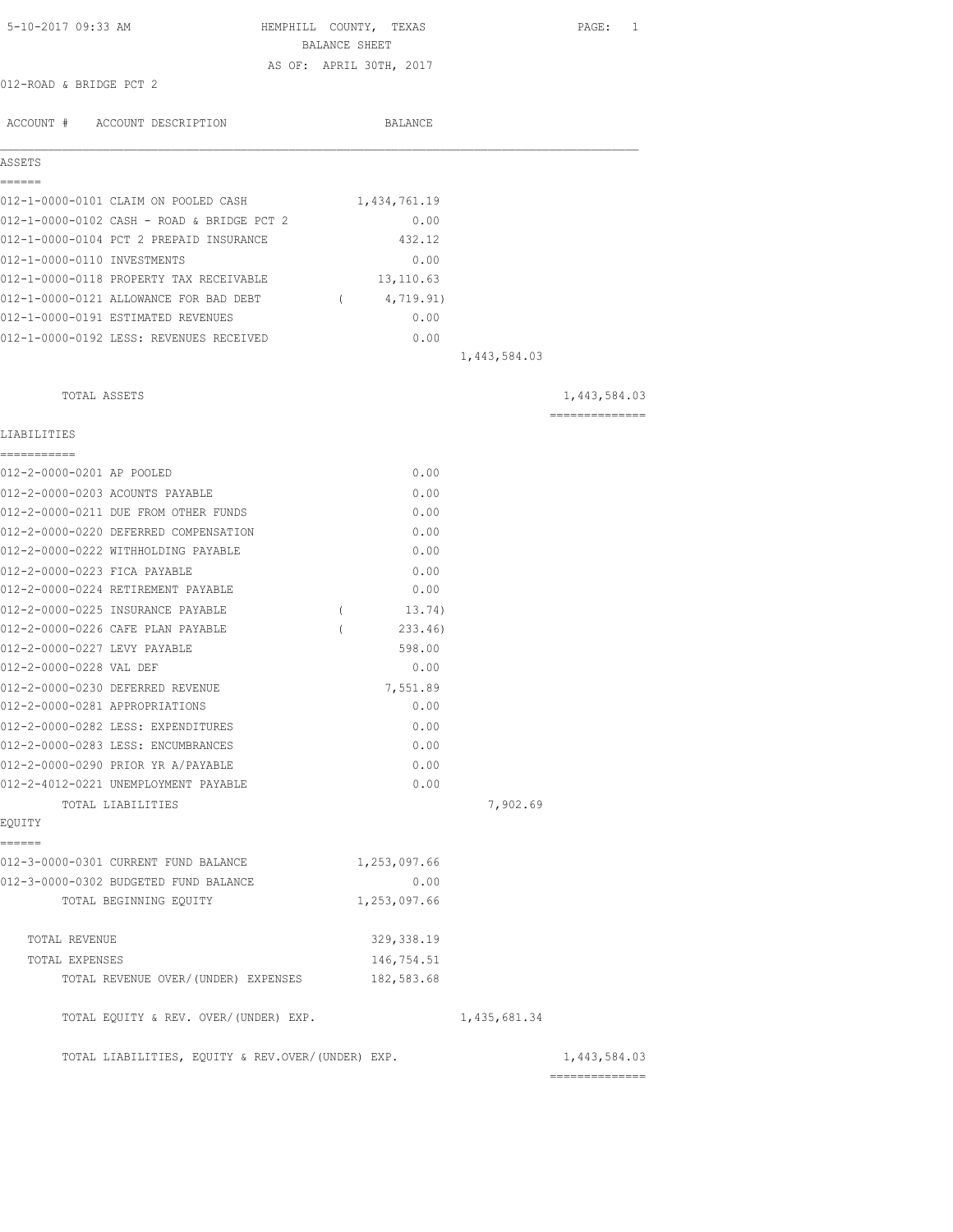5-10-2017 09:33 AM

# HEMPHILL COUNTY, TEXAS
## BALANCE SHEET
AS OF: APRIL 30TH, 2017

012-ROAD & BRIDGE PCT 2

| ACCOUNT # | ACCOUNT DESCRIPTION | BALANCE | | |
|---|---|---|---|---|
| **ASSETS** | | | | |
| 012-1-0000-0101 | CLAIM ON POOLED CASH | 1,434,761.19 | | |
| 012-1-0000-0102 | CASH - ROAD & BRIDGE PCT 2 | 0.00 | | |
| 012-1-0000-0104 | PCT 2 PREPAID INSURANCE | 432.12 | | |
| 012-1-0000-0110 | INVESTMENTS | 0.00 | | |
| 012-1-0000-0118 | PROPERTY TAX RECEIVABLE | 13,110.63 | | |
| 012-1-0000-0121 | ALLOWANCE FOR BAD DEBT | ( 4,719.91) | | |
| 012-1-0000-0191 | ESTIMATED REVENUES | 0.00 | | |
| 012-1-0000-0192 | LESS: REVENUES RECEIVED | 0.00 | | |
| | | | 1,443,584.03 | |
| | TOTAL ASSETS | | | 1,443,584.03 |
| **LIABILITIES** | | | | |
| 012-2-0000-0201 | AP POOLED | 0.00 | | |
| 012-2-0000-0203 | ACOUNTS PAYABLE | 0.00 | | |
| 012-2-0000-0211 | DUE FROM OTHER FUNDS | 0.00 | | |
| 012-2-0000-0220 | DEFERRED COMPENSATION | 0.00 | | |
| 012-2-0000-0222 | WITHHOLDING PAYABLE | 0.00 | | |
| 012-2-0000-0223 | FICA PAYABLE | 0.00 | | |
| 012-2-0000-0224 | RETIREMENT PAYABLE | 0.00 | | |
| 012-2-0000-0225 | INSURANCE PAYABLE | ( 13.74) | | |
| 012-2-0000-0226 | CAFE PLAN PAYABLE | ( 233.46) | | |
| 012-2-0000-0227 | LEVY PAYABLE | 598.00 | | |
| 012-2-0000-0228 | VAL DEF | 0.00 | | |
| 012-2-0000-0230 | DEFERRED REVENUE | 7,551.89 | | |
| 012-2-0000-0281 | APPROPRIATIONS | 0.00 | | |
| 012-2-0000-0282 | LESS: EXPENDITURES | 0.00 | | |
| 012-2-0000-0283 | LESS: ENCUMBRANCES | 0.00 | | |
| 012-2-0000-0290 | PRIOR YR A/PAYABLE | 0.00 | | |
| 012-2-4012-0221 | UNEMPLOYMENT PAYABLE | 0.00 | | |
| | TOTAL LIABILITIES | | 7,902.69 | |
| **EQUITY** | | | | |
| 012-3-0000-0301 | CURRENT FUND BALANCE | 1,253,097.66 | | |
| 012-3-0000-0302 | BUDGETED FUND BALANCE | 0.00 | | |
| | TOTAL BEGINNING EQUITY | 1,253,097.66 | | |
| | TOTAL REVENUE | 329,338.19 | | |
| | TOTAL EXPENSES | 146,754.51 | | |
| | TOTAL REVENUE OVER/(UNDER) EXPENSES | 182,583.68 | | |
| | TOTAL EQUITY & REV. OVER/(UNDER) EXP. | | 1,435,681.34 | |
| | TOTAL LIABILITIES, EQUITY & REV.OVER/(UNDER) EXP. | | | 1,443,584.03 |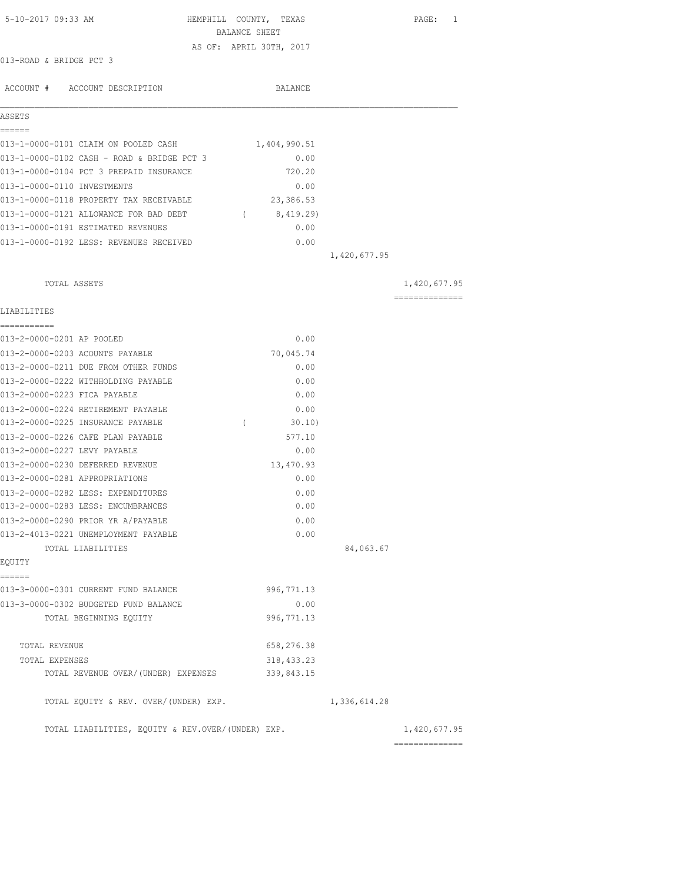5-10-2017 09:33 AM

# HEMPHILL COUNTY, TEXAS
## BALANCE SHEET
AS OF: APRIL 30TH, 2017

013-ROAD & BRIDGE PCT 3

| ACCOUNT # | ACCOUNT DESCRIPTION | BALANCE | | |
|---|---|---|---|---|
| **ASSETS** | | | | |
| 013-1-0000-0101 | CLAIM ON POOLED CASH | 1,404,990.51 | | |
| 013-1-0000-0102 | CASH - ROAD & BRIDGE PCT 3 | 0.00 | | |
| 013-1-0000-0104 | PCT 3 PREPAID INSURANCE | 720.20 | | |
| 013-1-0000-0110 | INVESTMENTS | 0.00 | | |
| 013-1-0000-0118 | PROPERTY TAX RECEIVABLE | 23,386.53 | | |
| 013-1-0000-0121 | ALLOWANCE FOR BAD DEBT | ( 8,419.29) | | |
| 013-1-0000-0191 | ESTIMATED REVENUES | 0.00 | | |
| 013-1-0000-0192 | LESS: REVENUES RECEIVED | 0.00 | | |
| | | | 1,420,677.95 | |
| | TOTAL ASSETS | | | 1,420,677.95 |
| **LIABILITIES** | | | | |
| 013-2-0000-0201 | AP POOLED | 0.00 | | |
| 013-2-0000-0203 | ACOUNTS PAYABLE | 70,045.74 | | |
| 013-2-0000-0211 | DUE FROM OTHER FUNDS | 0.00 | | |
| 013-2-0000-0222 | WITHHOLDING PAYABLE | 0.00 | | |
| 013-2-0000-0223 | FICA PAYABLE | 0.00 | | |
| 013-2-0000-0224 | RETIREMENT PAYABLE | 0.00 | | |
| 013-2-0000-0225 | INSURANCE PAYABLE | ( 30.10) | | |
| 013-2-0000-0226 | CAFE PLAN PAYABLE | 577.10 | | |
| 013-2-0000-0227 | LEVY PAYABLE | 0.00 | | |
| 013-2-0000-0230 | DEFERRED REVENUE | 13,470.93 | | |
| 013-2-0000-0281 | APPROPRIATIONS | 0.00 | | |
| 013-2-0000-0282 | LESS: EXPENDITURES | 0.00 | | |
| 013-2-0000-0283 | LESS: ENCUMBRANCES | 0.00 | | |
| 013-2-0000-0290 | PRIOR YR A/PAYABLE | 0.00 | | |
| 013-2-4013-0221 | UNEMPLOYMENT PAYABLE | 0.00 | | |
| | TOTAL LIABILITIES | | 84,063.67 | |
| **EQUITY** | | | | |
| 013-3-0000-0301 | CURRENT FUND BALANCE | 996,771.13 | | |
| 013-3-0000-0302 | BUDGETED FUND BALANCE | 0.00 | | |
| | TOTAL BEGINNING EQUITY | 996,771.13 | | |
| | TOTAL REVENUE | 658,276.38 | | |
| | TOTAL EXPENSES | 318,433.23 | | |
| | TOTAL REVENUE OVER/(UNDER) EXPENSES | 339,843.15 | | |
| | TOTAL EQUITY & REV. OVER/(UNDER) EXP. | | 1,336,614.28 | |
| | TOTAL LIABILITIES, EQUITY & REV.OVER/(UNDER) EXP. | | | 1,420,677.95 |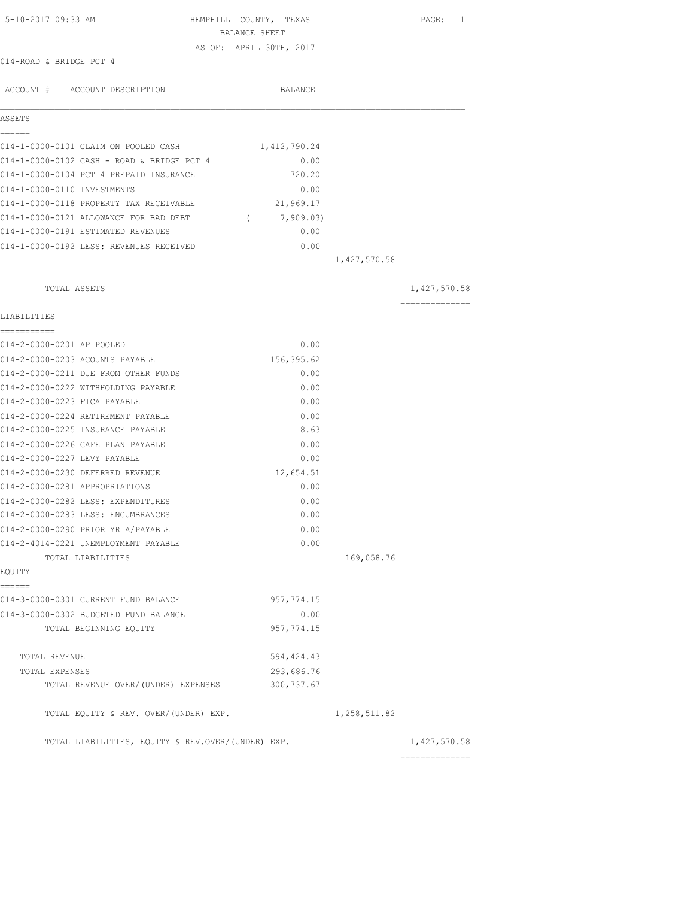5-10-2017 09:33 AM HEMPHILL COUNTY, TEXAS PAGE: 1

BALANCE SHEET

AS OF: APRIL 30TH, 2017

014-ROAD & BRIDGE PCT 4

| ACCOUNT # ACCOUNT DESCRIPTION | BALANCE | | |
|---|---|---|---|
| **ASSETS** | | | |
| 014-1-0000-0101 CLAIM ON POOLED CASH | 1,412,790.24 | | |
| 014-1-0000-0102 CASH - ROAD & BRIDGE PCT 4 | 0.00 | | |
| 014-1-0000-0104 PCT 4 PREPAID INSURANCE | 720.20 | | |
| 014-1-0000-0110 INVESTMENTS | 0.00 | | |
| 014-1-0000-0118 PROPERTY TAX RECEIVABLE | 21,969.17 | | |
| 014-1-0000-0121 ALLOWANCE FOR BAD DEBT | ( 7,909.03) | | |
| 014-1-0000-0191 ESTIMATED REVENUES | 0.00 | | |
| 014-1-0000-0192 LESS: REVENUES RECEIVED | 0.00 | | |
| | | 1,427,570.58 | |
| TOTAL ASSETS | | | 1,427,570.58 |
| **LIABILITIES** | | | |
| 014-2-0000-0201 AP POOLED | 0.00 | | |
| 014-2-0000-0203 ACOUNTS PAYABLE | 156,395.62 | | |
| 014-2-0000-0211 DUE FROM OTHER FUNDS | 0.00 | | |
| 014-2-0000-0222 WITHHOLDING PAYABLE | 0.00 | | |
| 014-2-0000-0223 FICA PAYABLE | 0.00 | | |
| 014-2-0000-0224 RETIREMENT PAYABLE | 0.00 | | |
| 014-2-0000-0225 INSURANCE PAYABLE | 8.63 | | |
| 014-2-0000-0226 CAFE PLAN PAYABLE | 0.00 | | |
| 014-2-0000-0227 LEVY PAYABLE | 0.00 | | |
| 014-2-0000-0230 DEFERRED REVENUE | 12,654.51 | | |
| 014-2-0000-0281 APPROPRIATIONS | 0.00 | | |
| 014-2-0000-0282 LESS: EXPENDITURES | 0.00 | | |
| 014-2-0000-0283 LESS: ENCUMBRANCES | 0.00 | | |
| 014-2-0000-0290 PRIOR YR A/PAYABLE | 0.00 | | |
| 014-2-4014-0221 UNEMPLOYMENT PAYABLE | 0.00 | | |
| TOTAL LIABILITIES | | 169,058.76 | |
| **EQUITY** | | | |
| 014-3-0000-0301 CURRENT FUND BALANCE | 957,774.15 | | |
| 014-3-0000-0302 BUDGETED FUND BALANCE | 0.00 | | |
| TOTAL BEGINNING EQUITY | 957,774.15 | | |
| TOTAL REVENUE | 594,424.43 | | |
| TOTAL EXPENSES | 293,686.76 | | |
| TOTAL REVENUE OVER/(UNDER) EXPENSES | 300,737.67 | | |
| TOTAL EQUITY & REV. OVER/(UNDER) EXP. | | 1,258,511.82 | |
| TOTAL LIABILITIES, EQUITY & REV.OVER/(UNDER) EXP. | | | 1,427,570.58 |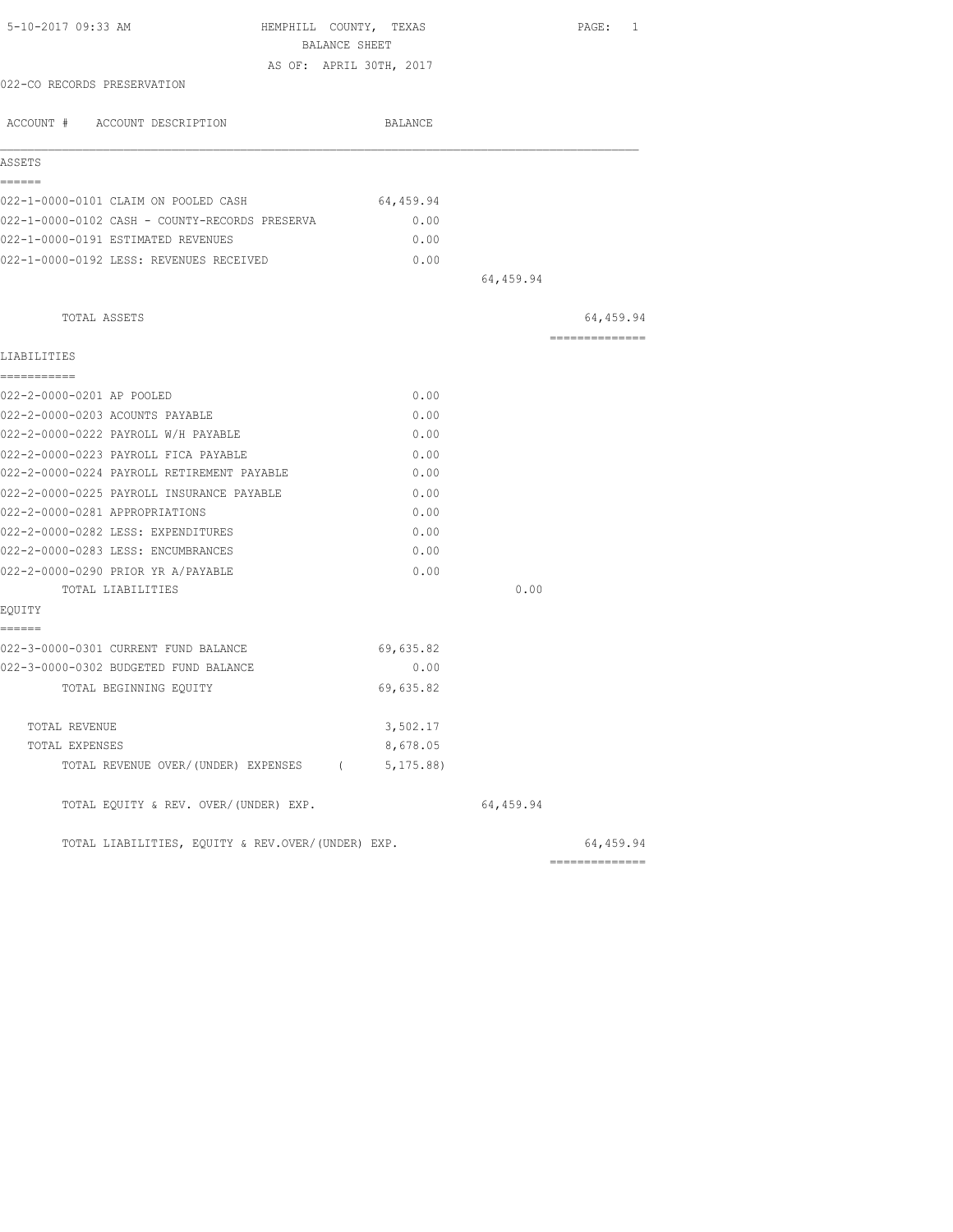5-10-2017 09:33 AM

# HEMPHILL COUNTY, TEXAS
## BALANCE SHEET
AS OF: APRIL 30TH, 2017

022-CO RECORDS PRESERVATION

| ACCOUNT # ACCOUNT DESCRIPTION | BALANCE | | |
|---|---|---|---|
| **ASSETS** | | | |
| 022-1-0000-0101 CLAIM ON POOLED CASH | 64,459.94 | | |
| 022-1-0000-0102 CASH - COUNTY-RECORDS PRESERVA | 0.00 | | |
| 022-1-0000-0191 ESTIMATED REVENUES | 0.00 | | |
| 022-1-0000-0192 LESS: REVENUES RECEIVED | 0.00 | | |
| | | 64,459.94 | |
| TOTAL ASSETS | | | 64,459.94 |
| **LIABILITIES** | | | |
| 022-2-0000-0201 AP POOLED | 0.00 | | |
| 022-2-0000-0203 ACOUNTS PAYABLE | 0.00 | | |
| 022-2-0000-0222 PAYROLL W/H PAYABLE | 0.00 | | |
| 022-2-0000-0223 PAYROLL FICA PAYABLE | 0.00 | | |
| 022-2-0000-0224 PAYROLL RETIREMENT PAYABLE | 0.00 | | |
| 022-2-0000-0225 PAYROLL INSURANCE PAYABLE | 0.00 | | |
| 022-2-0000-0281 APPROPRIATIONS | 0.00 | | |
| 022-2-0000-0282 LESS: EXPENDITURES | 0.00 | | |
| 022-2-0000-0283 LESS: ENCUMBRANCES | 0.00 | | |
| 022-2-0000-0290 PRIOR YR A/PAYABLE | 0.00 | | |
| TOTAL LIABILITIES | | 0.00 | |
| **EQUITY** | | | |
| 022-3-0000-0301 CURRENT FUND BALANCE | 69,635.82 | | |
| 022-3-0000-0302 BUDGETED FUND BALANCE | 0.00 | | |
| TOTAL BEGINNING EQUITY | 69,635.82 | | |
| TOTAL REVENUE | 3,502.17 | | |
| TOTAL EXPENSES | 8,678.05 | | |
| TOTAL REVENUE OVER/(UNDER) EXPENSES | ( 5,175.88) | | |
| TOTAL EQUITY & REV. OVER/(UNDER) EXP. | | 64,459.94 | |
| TOTAL LIABILITIES, EQUITY & REV.OVER/(UNDER) EXP. | | | 64,459.94 |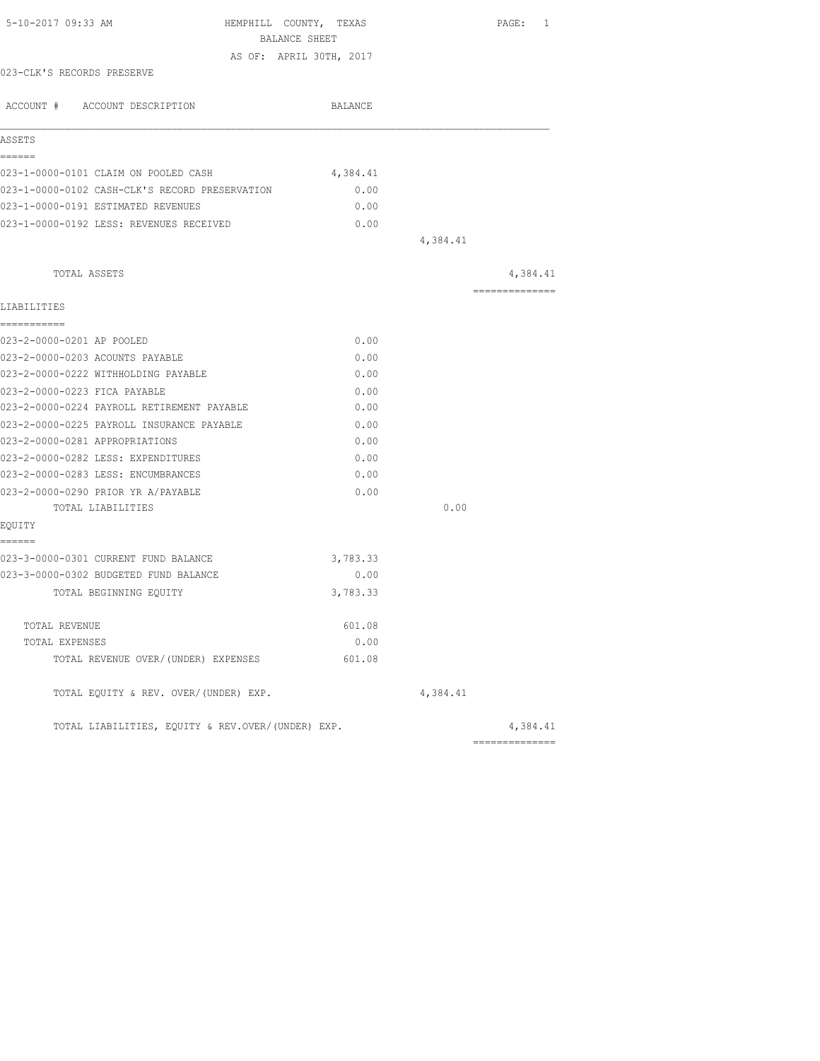5-10-2017 09:33 AM HEMPHILL COUNTY, TEXAS

BALANCE SHEET

AS OF: APRIL 30TH, 2017

023-CLK'S RECORDS PRESERVE

| ACCOUNT # ACCOUNT DESCRIPTION | BALANCE | | |
|---|---|---|---|
| **ASSETS** | | | |
| 023-1-0000-0101 CLAIM ON POOLED CASH | 4,384.41 | | |
| 023-1-0000-0102 CASH-CLK'S RECORD PRESERVATION | 0.00 | | |
| 023-1-0000-0191 ESTIMATED REVENUES | 0.00 | | |
| 023-1-0000-0192 LESS: REVENUES RECEIVED | 0.00 | | |
| | | 4,384.41 | |
| TOTAL ASSETS | | | 4,384.41 |
| **LIABILITIES** | | | |
| 023-2-0000-0201 AP POOLED | 0.00 | | |
| 023-2-0000-0203 ACOUNTS PAYABLE | 0.00 | | |
| 023-2-0000-0222 WITHHOLDING PAYABLE | 0.00 | | |
| 023-2-0000-0223 FICA PAYABLE | 0.00 | | |
| 023-2-0000-0224 PAYROLL RETIREMENT PAYABLE | 0.00 | | |
| 023-2-0000-0225 PAYROLL INSURANCE PAYABLE | 0.00 | | |
| 023-2-0000-0281 APPROPRIATIONS | 0.00 | | |
| 023-2-0000-0282 LESS: EXPENDITURES | 0.00 | | |
| 023-2-0000-0283 LESS: ENCUMBRANCES | 0.00 | | |
| 023-2-0000-0290 PRIOR YR A/PAYABLE | 0.00 | | |
| TOTAL LIABILITIES | | 0.00 | |
| **EQUITY** | | | |
| 023-3-0000-0301 CURRENT FUND BALANCE | 3,783.33 | | |
| 023-3-0000-0302 BUDGETED FUND BALANCE | 0.00 | | |
| TOTAL BEGINNING EQUITY | 3,783.33 | | |
| TOTAL REVENUE | 601.08 | | |
| TOTAL EXPENSES | 0.00 | | |
| TOTAL REVENUE OVER/(UNDER) EXPENSES | 601.08 | | |
| TOTAL EQUITY & REV. OVER/(UNDER) EXP. | | 4,384.41 | |
| TOTAL LIABILITIES, EQUITY & REV.OVER/(UNDER) EXP. | | | 4,384.41 |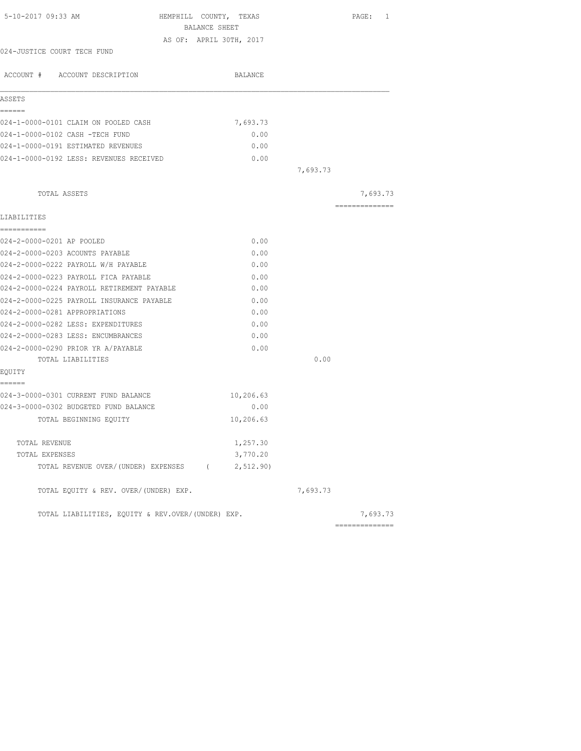5-10-2017 09:33 AM HEMPHILL COUNTY, TEXAS

BALANCE SHEET

AS OF: APRIL 30TH, 2017

024-JUSTICE COURT TECH FUND

| ACCOUNT # ACCOUNT DESCRIPTION | BALANCE | | |
|---|---|---|---|
| **ASSETS** | | | |
| 024-1-0000-0101 CLAIM ON POOLED CASH | 7,693.73 | | |
| 024-1-0000-0102 CASH -TECH FUND | 0.00 | | |
| 024-1-0000-0191 ESTIMATED REVENUES | 0.00 | | |
| 024-1-0000-0192 LESS: REVENUES RECEIVED | 0.00 | | |
| | | 7,693.73 | |
| TOTAL ASSETS | | | 7,693.73 |
| **LIABILITIES** | | | |
| 024-2-0000-0201 AP POOLED | 0.00 | | |
| 024-2-0000-0203 ACOUNTS PAYABLE | 0.00 | | |
| 024-2-0000-0222 PAYROLL W/H PAYABLE | 0.00 | | |
| 024-2-0000-0223 PAYROLL FICA PAYABLE | 0.00 | | |
| 024-2-0000-0224 PAYROLL RETIREMENT PAYABLE | 0.00 | | |
| 024-2-0000-0225 PAYROLL INSURANCE PAYABLE | 0.00 | | |
| 024-2-0000-0281 APPROPRIATIONS | 0.00 | | |
| 024-2-0000-0282 LESS: EXPENDITURES | 0.00 | | |
| 024-2-0000-0283 LESS: ENCUMBRANCES | 0.00 | | |
| 024-2-0000-0290 PRIOR YR A/PAYABLE | 0.00 | | |
| TOTAL LIABILITIES | | 0.00 | |
| **EQUITY** | | | |
| 024-3-0000-0301 CURRENT FUND BALANCE | 10,206.63 | | |
| 024-3-0000-0302 BUDGETED FUND BALANCE | 0.00 | | |
| TOTAL BEGINNING EQUITY | 10,206.63 | | |
| TOTAL REVENUE | 1,257.30 | | |
| TOTAL EXPENSES | 3,770.20 | | |
| TOTAL REVENUE OVER/(UNDER) EXPENSES | ( 2,512.90) | | |
| TOTAL EQUITY & REV. OVER/(UNDER) EXP. | | 7,693.73 | |
| TOTAL LIABILITIES, EQUITY & REV.OVER/(UNDER) EXP. | | | 7,693.73 |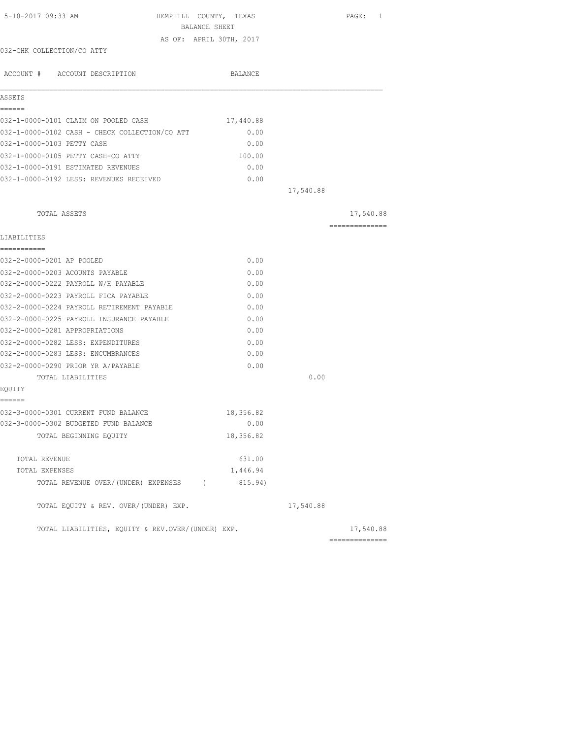5-10-2017 09:33 AM

# HEMPHILL COUNTY, TEXAS
## BALANCE SHEET
AS OF: APRIL 30TH, 2017

032-CHK COLLECTION/CO ATTY

| ACCOUNT # ACCOUNT DESCRIPTION | BALANCE | | |
|---|---|---|---|
| **ASSETS** | | | |
| 032-1-0000-0101 CLAIM ON POOLED CASH | 17,440.88 | | |
| 032-1-0000-0102 CASH - CHECK COLLECTION/CO ATT | 0.00 | | |
| 032-1-0000-0103 PETTY CASH | 0.00 | | |
| 032-1-0000-0105 PETTY CASH-CO ATTY | 100.00 | | |
| 032-1-0000-0191 ESTIMATED REVENUES | 0.00 | | |
| 032-1-0000-0192 LESS: REVENUES RECEIVED | 0.00 | | |
| | | 17,540.88 | |
| TOTAL ASSETS | | | 17,540.88 |
| **LIABILITIES** | | | |
| 032-2-0000-0201 AP POOLED | 0.00 | | |
| 032-2-0000-0203 ACOUNTS PAYABLE | 0.00 | | |
| 032-2-0000-0222 PAYROLL W/H PAYABLE | 0.00 | | |
| 032-2-0000-0223 PAYROLL FICA PAYABLE | 0.00 | | |
| 032-2-0000-0224 PAYROLL RETIREMENT PAYABLE | 0.00 | | |
| 032-2-0000-0225 PAYROLL INSURANCE PAYABLE | 0.00 | | |
| 032-2-0000-0281 APPROPRIATIONS | 0.00 | | |
| 032-2-0000-0282 LESS: EXPENDITURES | 0.00 | | |
| 032-2-0000-0283 LESS: ENCUMBRANCES | 0.00 | | |
| 032-2-0000-0290 PRIOR YR A/PAYABLE | 0.00 | | |
| TOTAL LIABILITIES | | 0.00 | |
| **EQUITY** | | | |
| 032-3-0000-0301 CURRENT FUND BALANCE | 18,356.82 | | |
| 032-3-0000-0302 BUDGETED FUND BALANCE | 0.00 | | |
| TOTAL BEGINNING EQUITY | 18,356.82 | | |
| TOTAL REVENUE | 631.00 | | |
| TOTAL EXPENSES | 1,446.94 | | |
| TOTAL REVENUE OVER/(UNDER) EXPENSES | ( 815.94) | | |
| TOTAL EQUITY & REV. OVER/(UNDER) EXP. | | 17,540.88 | |
| TOTAL LIABILITIES, EQUITY & REV.OVER/(UNDER) EXP. | | | 17,540.88 |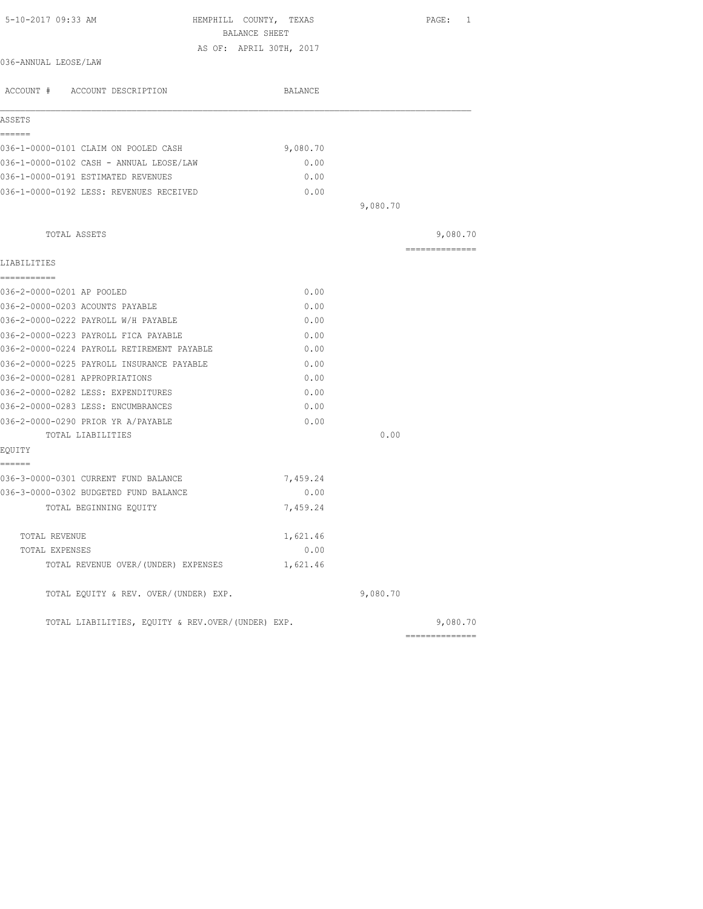5-10-2017 09:33 AM HEMPHILL COUNTY, TEXAS

BALANCE SHEET

AS OF: APRIL 30TH, 2017

036-ANNUAL LEOSE/LAW

| ACCOUNT # ACCOUNT DESCRIPTION | BALANCE | | |
|---|---|---|---|
| **ASSETS** | | | |
| 036-1-0000-0101 CLAIM ON POOLED CASH | 9,080.70 | | |
| 036-1-0000-0102 CASH - ANNUAL LEOSE/LAW | 0.00 | | |
| 036-1-0000-0191 ESTIMATED REVENUES | 0.00 | | |
| 036-1-0000-0192 LESS: REVENUES RECEIVED | 0.00 | | |
| | | 9,080.70 | |
| TOTAL ASSETS | | | 9,080.70 |
| **LIABILITIES** | | | |
| 036-2-0000-0201 AP POOLED | 0.00 | | |
| 036-2-0000-0203 ACOUNTS PAYABLE | 0.00 | | |
| 036-2-0000-0222 PAYROLL W/H PAYABLE | 0.00 | | |
| 036-2-0000-0223 PAYROLL FICA PAYABLE | 0.00 | | |
| 036-2-0000-0224 PAYROLL RETIREMENT PAYABLE | 0.00 | | |
| 036-2-0000-0225 PAYROLL INSURANCE PAYABLE | 0.00 | | |
| 036-2-0000-0281 APPROPRIATIONS | 0.00 | | |
| 036-2-0000-0282 LESS: EXPENDITURES | 0.00 | | |
| 036-2-0000-0283 LESS: ENCUMBRANCES | 0.00 | | |
| 036-2-0000-0290 PRIOR YR A/PAYABLE | 0.00 | | |
| TOTAL LIABILITIES | | 0.00 | |
| **EQUITY** | | | |
| 036-3-0000-0301 CURRENT FUND BALANCE | 7,459.24 | | |
| 036-3-0000-0302 BUDGETED FUND BALANCE | 0.00 | | |
| TOTAL BEGINNING EQUITY | 7,459.24 | | |
| TOTAL REVENUE | 1,621.46 | | |
| TOTAL EXPENSES | 0.00 | | |
| TOTAL REVENUE OVER/(UNDER) EXPENSES | 1,621.46 | | |
| TOTAL EQUITY & REV. OVER/(UNDER) EXP. | | 9,080.70 | |
| TOTAL LIABILITIES, EQUITY & REV.OVER/(UNDER) EXP. | | | 9,080.70 |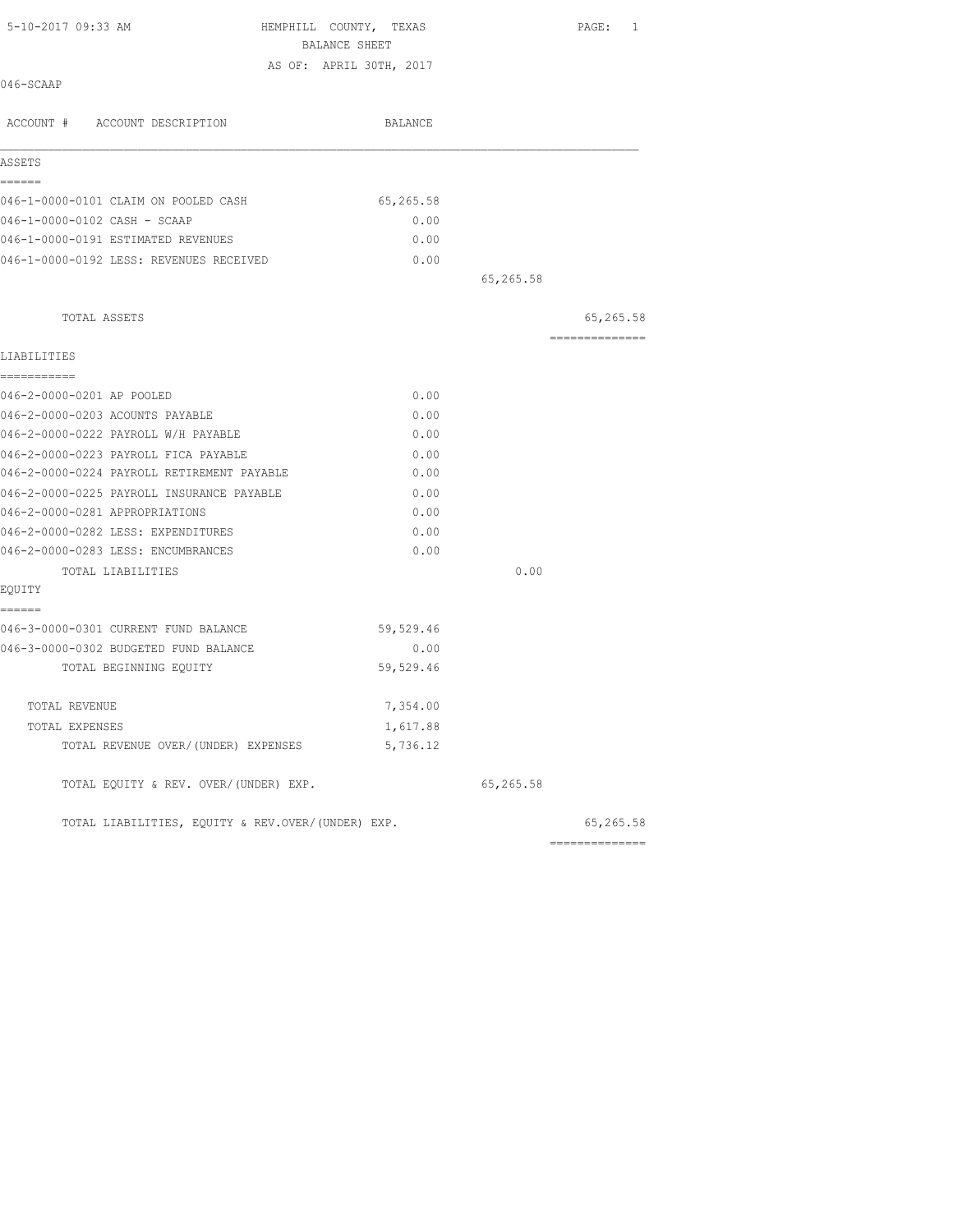5-10-2017 09:33 AM

HEMPHILL COUNTY, TEXAS
BALANCE SHEET
AS OF: APRIL 30TH, 2017

046-SCAAP

| ACCOUNT # ACCOUNT DESCRIPTION | BALANCE | | |
|---|---|---|---|
| **ASSETS** | | | |
| 046-1-0000-0101 CLAIM ON POOLED CASH | 65,265.58 | | |
| 046-1-0000-0102 CASH - SCAAP | 0.00 | | |
| 046-1-0000-0191 ESTIMATED REVENUES | 0.00 | | |
| 046-1-0000-0192 LESS: REVENUES RECEIVED | 0.00 | | |
| | | 65,265.58 | |
| TOTAL ASSETS | | | 65,265.58 |
| **LIABILITIES** | | | |
| 046-2-0000-0201 AP POOLED | 0.00 | | |
| 046-2-0000-0203 ACOUNTS PAYABLE | 0.00 | | |
| 046-2-0000-0222 PAYROLL W/H PAYABLE | 0.00 | | |
| 046-2-0000-0223 PAYROLL FICA PAYABLE | 0.00 | | |
| 046-2-0000-0224 PAYROLL RETIREMENT PAYABLE | 0.00 | | |
| 046-2-0000-0225 PAYROLL INSURANCE PAYABLE | 0.00 | | |
| 046-2-0000-0281 APPROPRIATIONS | 0.00 | | |
| 046-2-0000-0282 LESS: EXPENDITURES | 0.00 | | |
| 046-2-0000-0283 LESS: ENCUMBRANCES | 0.00 | | |
| TOTAL LIABILITIES | | 0.00 | |
| **EQUITY** | | | |
| 046-3-0000-0301 CURRENT FUND BALANCE | 59,529.46 | | |
| 046-3-0000-0302 BUDGETED FUND BALANCE | 0.00 | | |
| TOTAL BEGINNING EQUITY | 59,529.46 | | |
| TOTAL REVENUE | 7,354.00 | | |
| TOTAL EXPENSES | 1,617.88 | | |
| TOTAL REVENUE OVER/(UNDER) EXPENSES | 5,736.12 | | |
| TOTAL EQUITY & REV. OVER/(UNDER) EXP. | | 65,265.58 | |
| TOTAL LIABILITIES, EQUITY & REV.OVER/(UNDER) EXP. | | | 65,265.58 |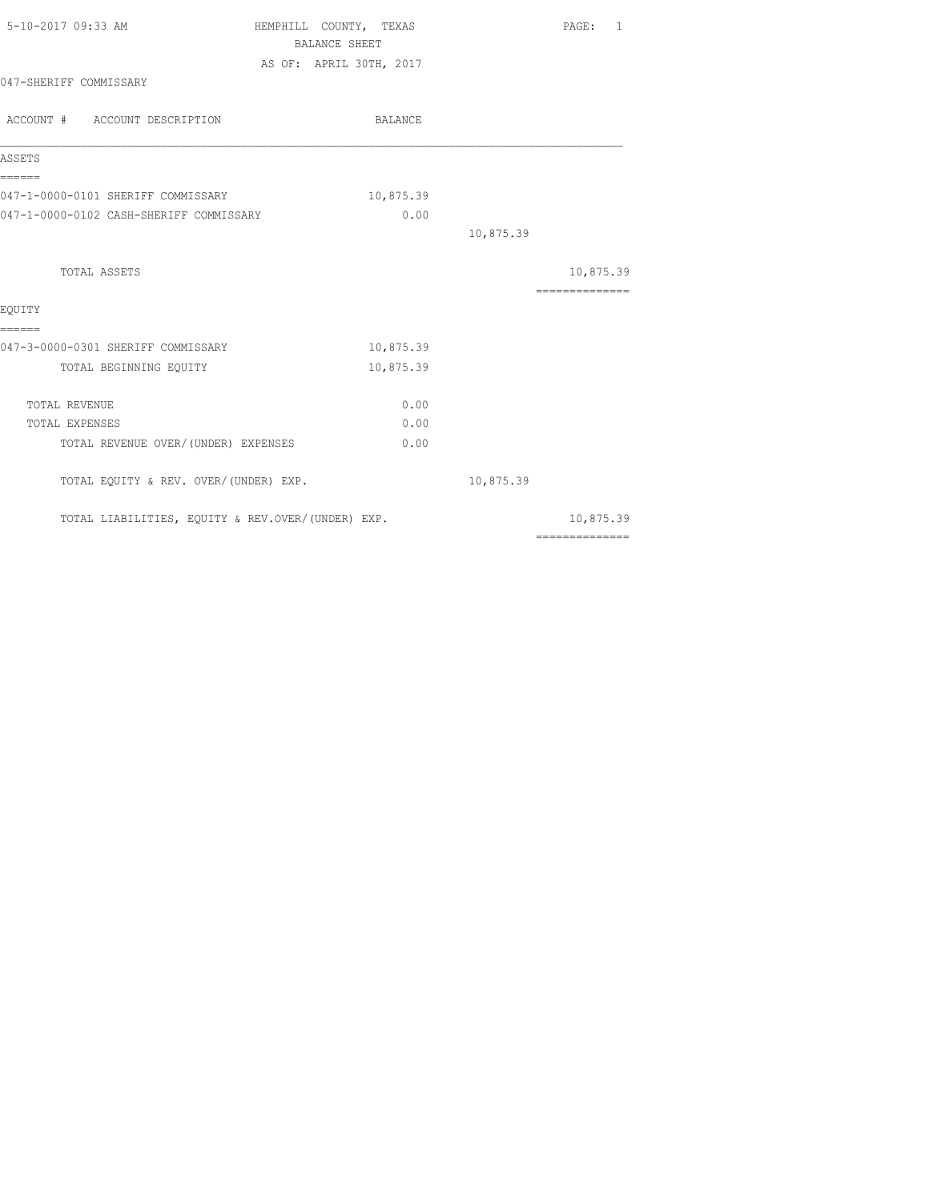5-10-2017 09:33 AM

# HEMPHILL COUNTY, TEXAS

## BALANCE SHEET

AS OF: APRIL 30TH, 2017

047-SHERIFF COMMISSARY

| ACCOUNT # ACCOUNT DESCRIPTION | BALANCE | | |
|---|---|---|---|
| **ASSETS** | | | |
| 047-1-0000-0101 SHERIFF COMMISSARY | 10,875.39 | | |
| 047-1-0000-0102 CASH-SHERIFF COMMISSARY | 0.00 | | |
| | | 10,875.39 | |
| TOTAL ASSETS | | | 10,875.39 |
| **EQUITY** | | | |
| 047-3-0000-0301 SHERIFF COMMISSARY | 10,875.39 | | |
| TOTAL BEGINNING EQUITY | 10,875.39 | | |
| TOTAL REVENUE | 0.00 | | |
| TOTAL EXPENSES | 0.00 | | |
| TOTAL REVENUE OVER/(UNDER) EXPENSES | 0.00 | | |
| TOTAL EQUITY & REV. OVER/(UNDER) EXP. | | 10,875.39 | |
| TOTAL LIABILITIES, EQUITY & REV.OVER/(UNDER) EXP. | | | 10,875.39 |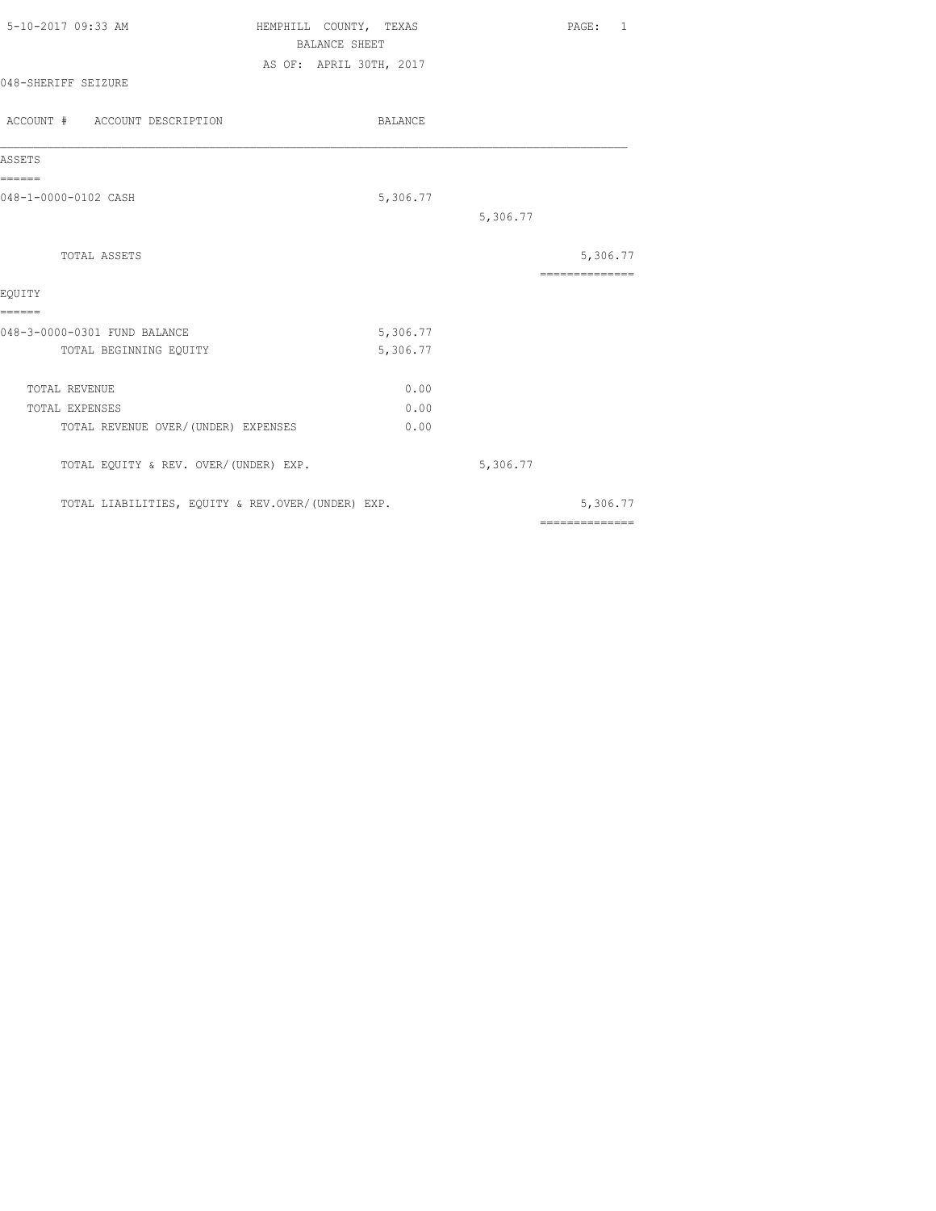HEMPHILL COUNTY, TEXAS
BALANCE SHEET
AS OF: APRIL 30TH, 2017

048-SHERIFF SEIZURE

| ACCOUNT # ACCOUNT DESCRIPTION | BALANCE | | |
|---|---|---|---|
| **ASSETS** | | | |
| 048-1-0000-0102 CASH | 5,306.77 | | |
| | | 5,306.77 | |
| TOTAL ASSETS | | | 5,306.77 |
| **EQUITY** | | | |
| 048-3-0000-0301 FUND BALANCE | 5,306.77 | | |
| TOTAL BEGINNING EQUITY | 5,306.77 | | |
| TOTAL REVENUE | 0.00 | | |
| TOTAL EXPENSES | 0.00 | | |
| TOTAL REVENUE OVER/(UNDER) EXPENSES | 0.00 | | |
| TOTAL EQUITY & REV. OVER/(UNDER) EXP. | | 5,306.77 | |
| TOTAL LIABILITIES, EQUITY & REV.OVER/(UNDER) EXP. | | | 5,306.77 |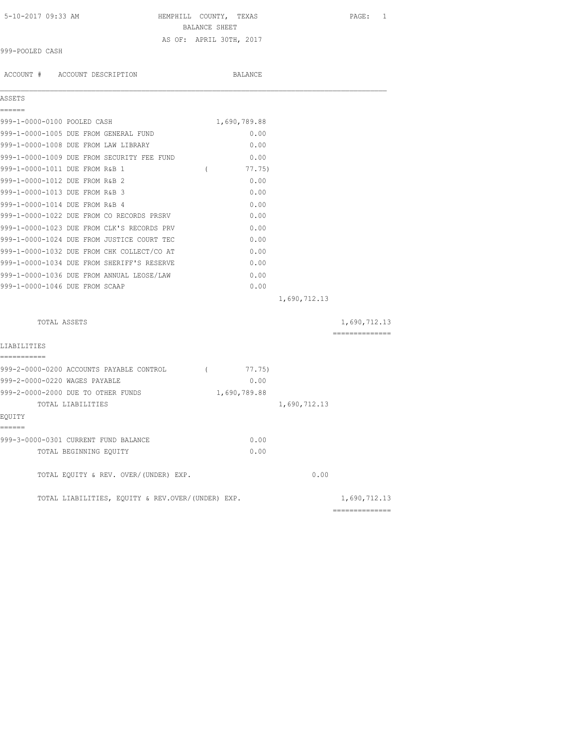5-10-2017 09:33 AM HEMPHILL COUNTY, TEXAS

BALANCE SHEET

AS OF: APRIL 30TH, 2017

999-POOLED CASH

| ACCOUNT # ACCOUNT DESCRIPTION | BALANCE | | |
|---|---|---|---|
| **ASSETS** | | | |
| 999-1-0000-0100 POOLED CASH | 1,690,789.88 | | |
| 999-1-0000-1005 DUE FROM GENERAL FUND | 0.00 | | |
| 999-1-0000-1008 DUE FROM LAW LIBRARY | 0.00 | | |
| 999-1-0000-1009 DUE FROM SECURITY FEE FUND | 0.00 | | |
| 999-1-0000-1011 DUE FROM R&B 1 | ( 77.75) | | |
| 999-1-0000-1012 DUE FROM R&B 2 | 0.00 | | |
| 999-1-0000-1013 DUE FROM R&B 3 | 0.00 | | |
| 999-1-0000-1014 DUE FROM R&B 4 | 0.00 | | |
| 999-1-0000-1022 DUE FROM CO RECORDS PRSRV | 0.00 | | |
| 999-1-0000-1023 DUE FROM CLK'S RECORDS PRV | 0.00 | | |
| 999-1-0000-1024 DUE FROM JUSTICE COURT TEC | 0.00 | | |
| 999-1-0000-1032 DUE FROM CHK COLLECT/CO AT | 0.00 | | |
| 999-1-0000-1034 DUE FROM SHERIFF'S RESERVE | 0.00 | | |
| 999-1-0000-1036 DUE FROM ANNUAL LEOSE/LAW | 0.00 | | |
| 999-1-0000-1046 DUE FROM SCAAP | 0.00 | | |
| | | 1,690,712.13 | |
| TOTAL ASSETS | | | 1,690,712.13 |
| **LIABILITIES** | | | |
| 999-2-0000-0200 ACCOUNTS PAYABLE CONTROL | ( 77.75) | | |
| 999-2-0000-0220 WAGES PAYABLE | 0.00 | | |
| 999-2-0000-2000 DUE TO OTHER FUNDS | 1,690,789.88 | | |
| TOTAL LIABILITIES | | 1,690,712.13 | |
| **EQUITY** | | | |
| 999-3-0000-0301 CURRENT FUND BALANCE | 0.00 | | |
| TOTAL BEGINNING EQUITY | 0.00 | | |
| TOTAL EQUITY & REV. OVER/(UNDER) EXP. | | 0.00 | |
| TOTAL LIABILITIES, EQUITY & REV.OVER/(UNDER) EXP. | | | 1,690,712.13 |